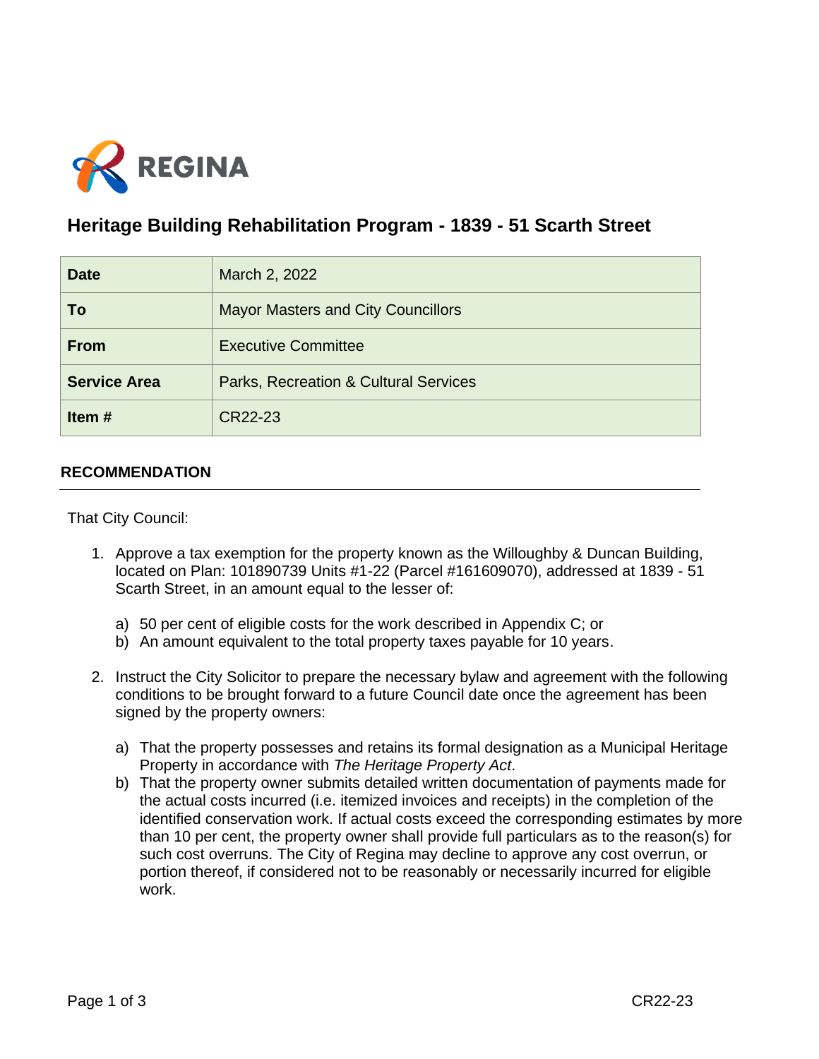REGINA

# Heritage Building Rehabilitation Program - 1839 - 51 Scarth Street

| **Date** | March 2, 2022 |
| --- | --- |
| **To** | Mayor Masters and City Councillors |
| **From** | Executive Committee |
| **Service Area** | Parks, Recreation & Cultural Services |
| **Item #** | CR22-23 |

## RECOMMENDATION

That City Council:

1. Approve a tax exemption for the property known as the Willoughby & Duncan Building, located on Plan: 101890739 Units #1-22 (Parcel #161609070), addressed at 1839 - 51 Scarth Street, in an amount equal to the lesser of:

   a) 50 per cent of eligible costs for the work described in Appendix C; or
   b) An amount equivalent to the total property taxes payable for 10 years.

2. Instruct the City Solicitor to prepare the necessary bylaw and agreement with the following conditions to be brought forward to a future Council date once the agreement has been signed by the property owners:

   a) That the property possesses and retains its formal designation as a Municipal Heritage Property in accordance with *The Heritage Property Act*.
   b) That the property owner submits detailed written documentation of payments made for the actual costs incurred (i.e. itemized invoices and receipts) in the completion of the identified conservation work. If actual costs exceed the corresponding estimates by more than 10 per cent, the property owner shall provide full particulars as to the reason(s) for such cost overruns. The City of Regina may decline to approve any cost overrun, or portion thereof, if considered not to be reasonably or necessarily incurred for eligible work.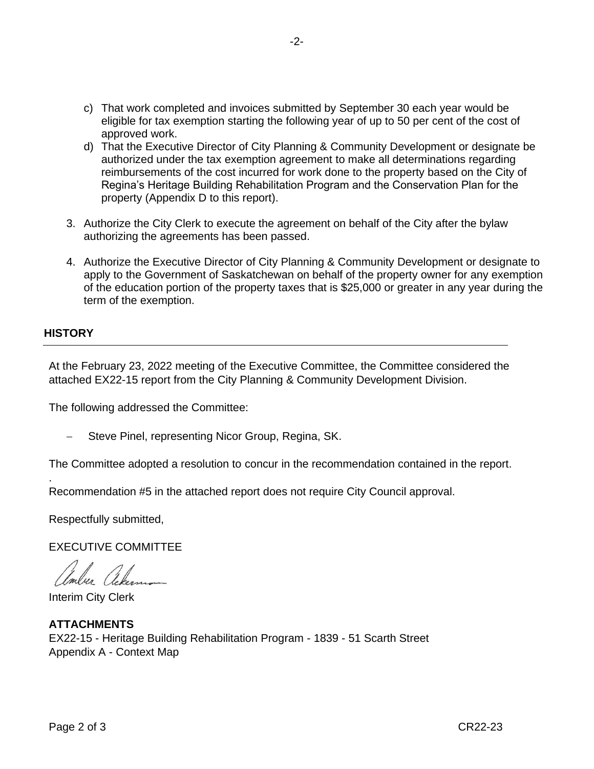c) That work completed and invoices submitted by September 30 each year would be eligible for tax exemption starting the following year of up to 50 per cent of the cost of approved work.
d) That the Executive Director of City Planning & Community Development or designate be authorized under the tax exemption agreement to make all determinations regarding reimbursements of the cost incurred for work done to the property based on the City of Regina's Heritage Building Rehabilitation Program and the Conservation Plan for the property (Appendix D to this report).

3. Authorize the City Clerk to execute the agreement on behalf of the City after the bylaw authorizing the agreements has been passed.

4. Authorize the Executive Director of City Planning & Community Development or designate to apply to the Government of Saskatchewan on behalf of the property owner for any exemption of the education portion of the property taxes that is $25,000 or greater in any year during the term of the exemption.

## HISTORY

At the February 23, 2022 meeting of the Executive Committee, the Committee considered the attached EX22-15 report from the City Planning & Community Development Division.

The following addressed the Committee:

- Steve Pinel, representing Nicor Group, Regina, SK.

The Committee adopted a resolution to concur in the recommendation contained in the report.

Recommendation #5 in the attached report does not require City Council approval.

Respectfully submitted,

EXECUTIVE COMMITTEE

Interim City Clerk

**ATTACHMENTS**
EX22-15 - Heritage Building Rehabilitation Program - 1839 - 51 Scarth Street
Appendix A - Context Map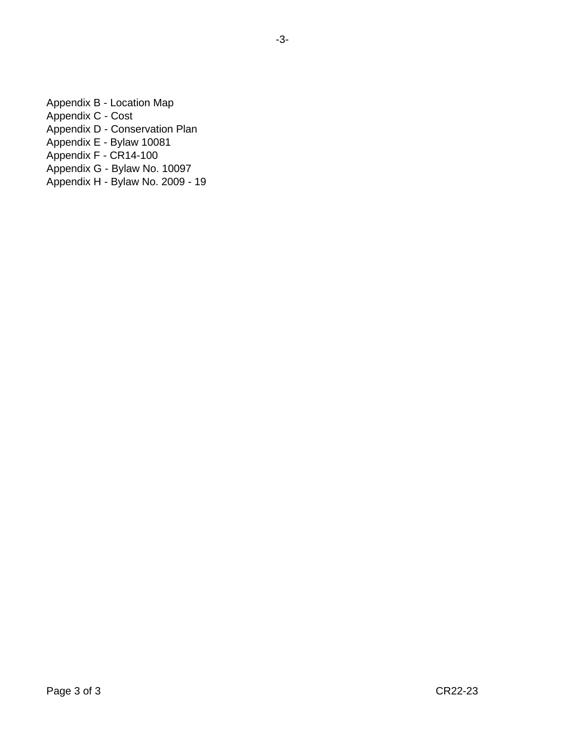Appendix B - Location Map
Appendix C - Cost
Appendix D - Conservation Plan
Appendix E - Bylaw 10081
Appendix F - CR14-100
Appendix G - Bylaw No. 10097
Appendix H - Bylaw No. 2009 - 19